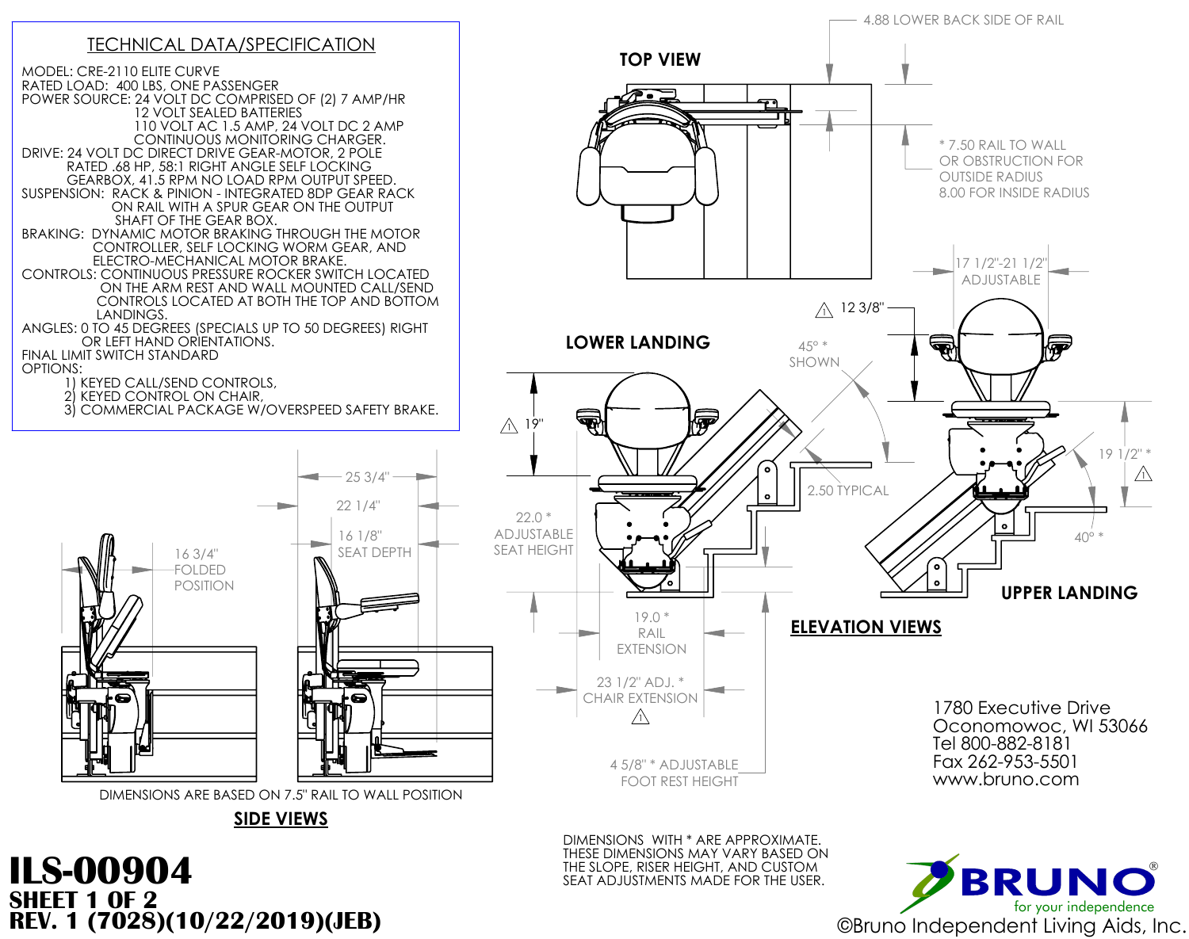## TECHNICAL DATA/SPECIFICATION

MODEL: CRE-2110 ELITE CURVE
RATED LOAD: 400 LBS, ONE PASSENGER
POWER SOURCE: 24 VOLT DC COMPRISED OF (2) 7 AMP/HR 12 VOLT SEALED BATTERIES 110 VOLT AC 1.5 AMP, 24 VOLT DC 2 AMP CONTINUOUS MONITORING CHARGER.
DRIVE: 24 VOLT DC DIRECT DRIVE GEAR-MOTOR, 2 POLE RATED .68 HP, 58:1 RIGHT ANGLE SELF LOCKING GEARBOX, 41.5 RPM NO LOAD RPM OUTPUT SPEED.
SUSPENSION: RACK & PINION - INTEGRATED 8DP GEAR RACK ON RAIL WITH A SPUR GEAR ON THE OUTPUT SHAFT OF THE GEAR BOX.
BRAKING: DYNAMIC MOTOR BRAKING THROUGH THE MOTOR CONTROLLER, SELF LOCKING WORM GEAR, AND ELECTRO-MECHANICAL MOTOR BRAKE.
CONTROLS: CONTINUOUS PRESSURE ROCKER SWITCH LOCATED ON THE ARM REST AND WALL MOUNTED CALL/SEND CONTROLS LOCATED AT BOTH THE TOP AND BOTTOM LANDINGS.
ANGLES: 0 TO 45 DEGREES (SPECIALS UP TO 50 DEGREES) RIGHT OR LEFT HAND ORIENTATIONS.
FINAL LIMIT SWITCH STANDARD
OPTIONS:
1) KEYED CALL/SEND CONTROLS,
2) KEYED CONTROL ON CHAIR,
3) COMMERCIAL PACKAGE W/OVERSPEED SAFETY BRAKE.

**TOP VIEW**

4.88 LOWER BACK SIDE OF RAIL

* 7.50 RAIL TO WALL OR OBSTRUCTION FOR OUTSIDE RADIUS 8.00 FOR INSIDE RADIUS

**LOWER LANDING**

19"

22.0 * ADJUSTABLE SEAT HEIGHT

45° * SHOWN

2.50 TYPICAL

19.0 * RAIL EXTENSION

23 1/2" ADJ. * CHAIR EXTENSION

4 5/8" * ADJUSTABLE FOOT REST HEIGHT

17 1/2"-21 1/2" ADJUSTABLE

12 3/8"

19 1/2" *

40° *

**UPPER LANDING**

**ELEVATION VIEWS**

16 3/4" FOLDED POSITION

25 3/4"

22 1/4"

16 1/8" SEAT DEPTH

DIMENSIONS ARE BASED ON 7.5" RAIL TO WALL POSITION

**SIDE VIEWS**

DIMENSIONS WITH * ARE APPROXIMATE. THESE DIMENSIONS MAY VARY BASED ON THE SLOPE, RISER HEIGHT, AND CUSTOM SEAT ADJUSTMENTS MADE FOR THE USER.

1780 Executive Drive
Oconomowoc, WI 53066
Tel 800-882-8181
Fax 262-953-5501
www.bruno.com

BRUNO® for your independence
©Bruno Independent Living Aids, Inc.

**ILS-00904**
**SHEET 1 OF 2**
**REV. 1 (7028)(10/22/2019)(JEB)**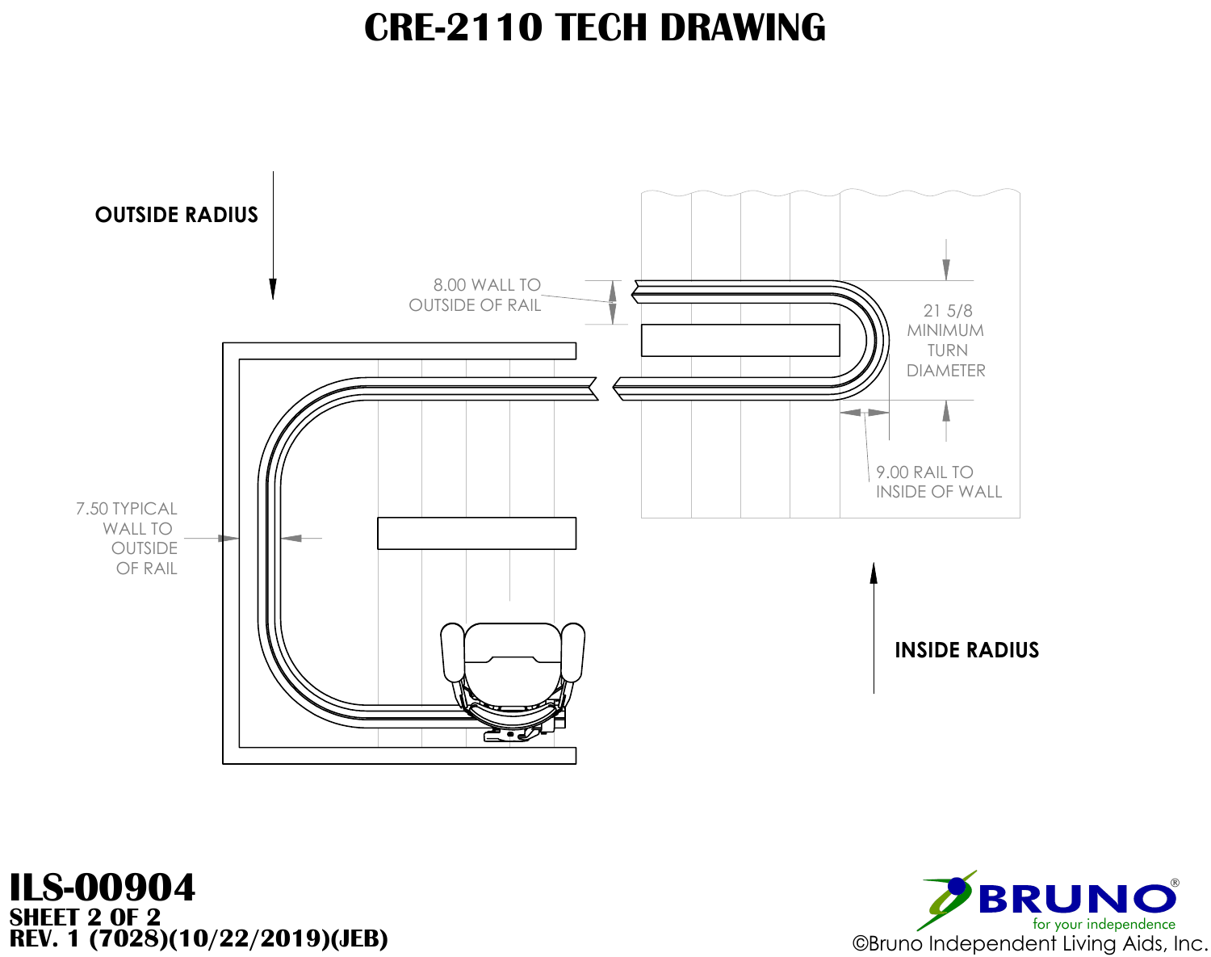# CRE-2110 TECH DRAWING

OUTSIDE RADIUS

8.00 WALL TO OUTSIDE OF RAIL

21 5/8 MINIMUM TURN DIAMETER

7.50 TYPICAL WALL TO OUTSIDE OF RAIL

9.00 RAIL TO INSIDE OF WALL

INSIDE RADIUS

**ILS-00904**
**SHEET 2 OF 2**
**REV. 1 (7028)(10/22/2019)(JEB)**

BRUNO® for your independence
©Bruno Independent Living Aids, Inc.